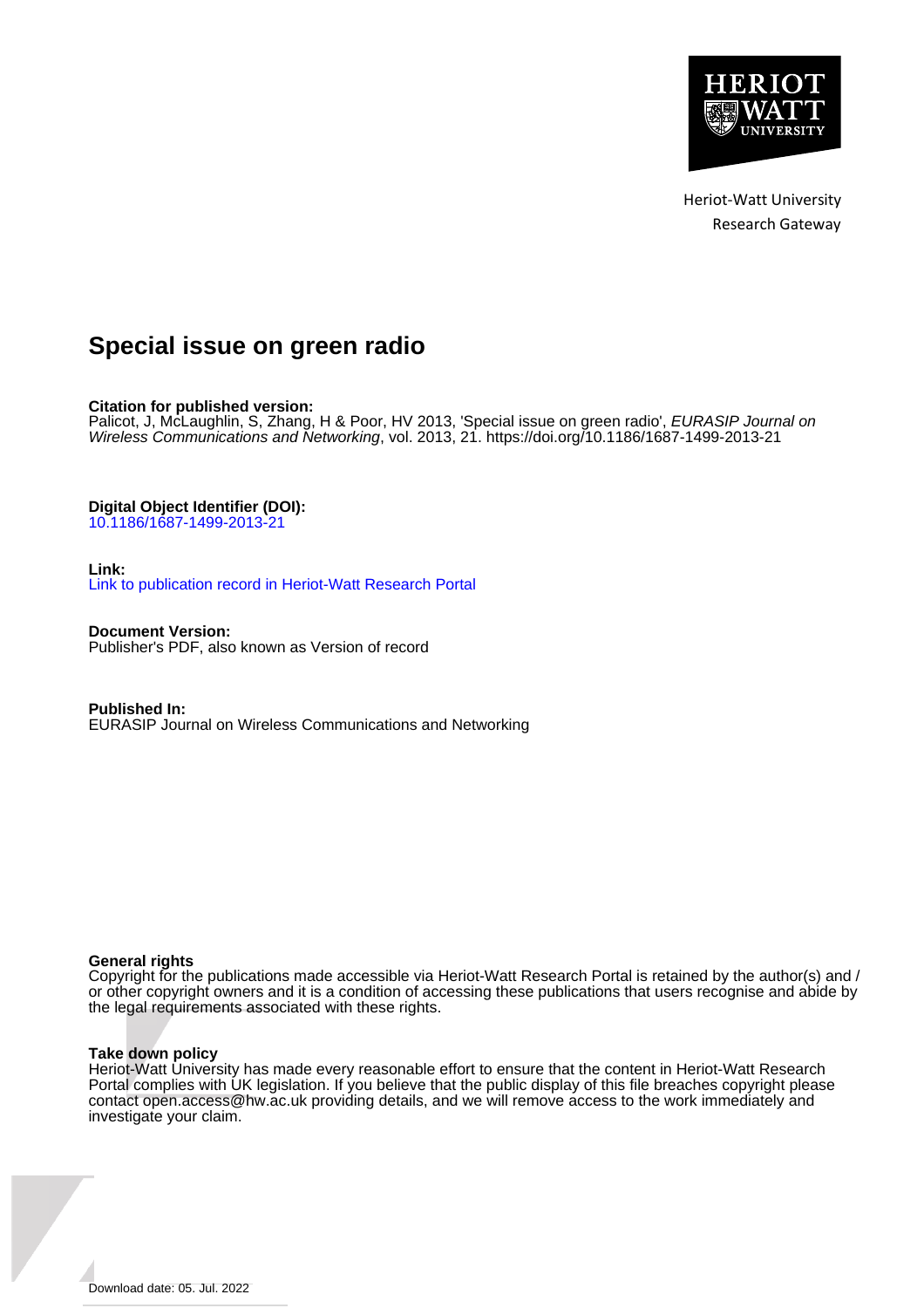Heriot-Watt University
Research Gateway

# Special issue on green radio

**Citation for published version:**
Palicot, J, McLaughlin, S, Zhang, H & Poor, HV 2013, 'Special issue on green radio', *EURASIP Journal on Wireless Communications and Networking*, vol. 2013, 21. https://doi.org/10.1186/1687-1499-2013-21

**Digital Object Identifier (DOI):**
10.1186/1687-1499-2013-21

**Link:**
Link to publication record in Heriot-Watt Research Portal

**Document Version:**
Publisher's PDF, also known as Version of record

**Published In:**
EURASIP Journal on Wireless Communications and Networking

**General rights**
Copyright for the publications made accessible via Heriot-Watt Research Portal is retained by the author(s) and / or other copyright owners and it is a condition of accessing these publications that users recognise and abide by the legal requirements associated with these rights.

**Take down policy**
Heriot-Watt University has made every reasonable effort to ensure that the content in Heriot-Watt Research Portal complies with UK legislation. If you believe that the public display of this file breaches copyright please contact open.access@hw.ac.uk providing details, and we will remove access to the work immediately and investigate your claim.

Download date: 05. Jul. 2022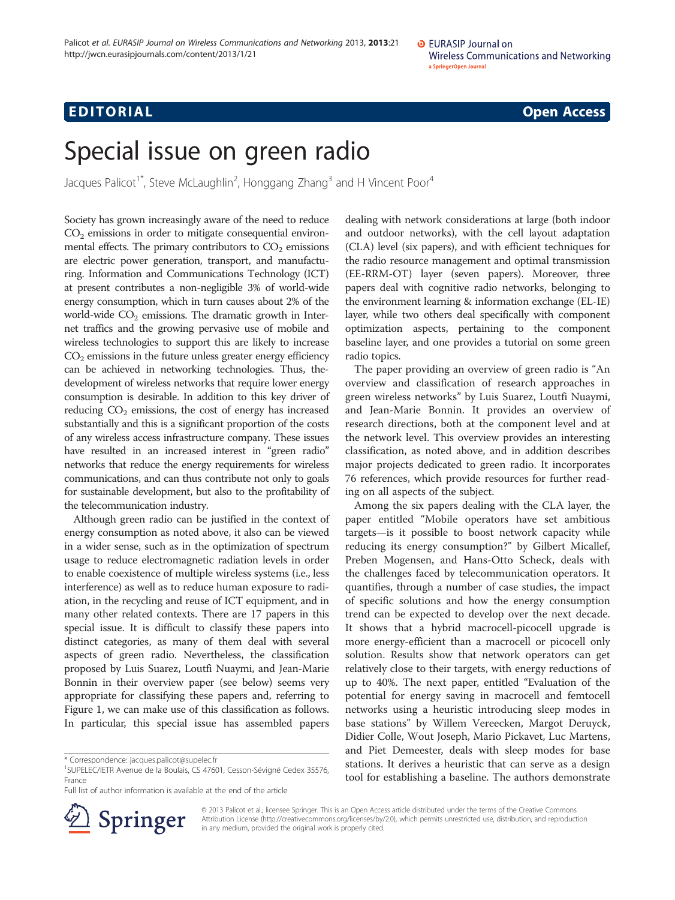Palicot et al. EURASIP Journal on Wireless Communications and Networking 2013, **2013**:21
http://jwcn.eurasipjournals.com/content/2013/1/21

**EDITORIAL** **Open Access**

# Special issue on green radio

Jacques Palicot[1*], Steve McLaughlin[2], Honggang Zhang[3] and H Vincent Poor[4]

Society has grown increasingly aware of the need to reduce $CO_2$ emissions in order to mitigate consequential environmental effects. The primary contributors to $CO_2$ emissions are electric power generation, transport, and manufacturing. Information and Communications Technology (ICT) at present contributes a non-negligible 3% of world-wide energy consumption, which in turn causes about 2% of the world-wide $CO_2$ emissions. The dramatic growth in Internet traffics and the growing pervasive use of mobile and wireless technologies to support this are likely to increase $CO_2$ emissions in the future unless greater energy efficiency can be achieved in networking technologies. Thus, the development of wireless networks that require lower energy consumption is desirable. In addition to this key driver of reducing $CO_2$ emissions, the cost of energy has increased substantially and this is a significant proportion of the costs of any wireless access infrastructure company. These issues have resulted in an increased interest in "green radio" networks that reduce the energy requirements for wireless communications, and can thus contribute not only to goals for sustainable development, but also to the profitability of the telecommunication industry.

Although green radio can be justified in the context of energy consumption as noted above, it also can be viewed in a wider sense, such as in the optimization of spectrum usage to reduce electromagnetic radiation levels in order to enable coexistence of multiple wireless systems (i.e., less interference) as well as to reduce human exposure to radiation, in the recycling and reuse of ICT equipment, and in many other related contexts. There are 17 papers in this special issue. It is difficult to classify these papers into distinct categories, as many of them deal with several aspects of green radio. Nevertheless, the classification proposed by Luis Suarez, Loutfi Nuaymi, and Jean-Marie Bonnin in their overview paper (see below) seems very appropriate for classifying these papers and, referring to Figure 1, we can make use of this classification as follows. In particular, this special issue has assembled papers dealing with network considerations at large (both indoor and outdoor networks), with the cell layout adaptation (CLA) level (six papers), and with efficient techniques for the radio resource management and optimal transmission (EE-RRM-OT) layer (seven papers). Moreover, three papers deal with cognitive radio networks, belonging to the environment learning & information exchange (EL-IE) layer, while two others deal specifically with component optimization aspects, pertaining to the component baseline layer, and one provides a tutorial on some green radio topics.

The paper providing an overview of green radio is "An overview and classification of research approaches in green wireless networks" by Luis Suarez, Loutfi Nuaymi, and Jean-Marie Bonnin. It provides an overview of research directions, both at the component level and at the network level. This overview provides an interesting classification, as noted above, and in addition describes major projects dedicated to green radio. It incorporates 76 references, which provide resources for further reading on all aspects of the subject.

Among the six papers dealing with the CLA layer, the paper entitled "Mobile operators have set ambitious targets—is it possible to boost network capacity while reducing its energy consumption?" by Gilbert Micallef, Preben Mogensen, and Hans-Otto Scheck, deals with the challenges faced by telecommunication operators. It quantifies, through a number of case studies, the impact of specific solutions and how the energy consumption trend can be expected to develop over the next decade. It shows that a hybrid macrocell-picocell upgrade is more energy-efficient than a macrocell or picocell only solution. Results show that network operators can get relatively close to their targets, with energy reductions of up to 40%. The next paper, entitled "Evaluation of the potential for energy saving in macrocell and femtocell networks using a heuristic introducing sleep modes in base stations" by Willem Vereecken, Margot Deruyck, Didier Colle, Wout Joseph, Mario Pickavet, Luc Martens, and Piet Demeester, deals with sleep modes for base stations. It derives a heuristic that can serve as a design tool for establishing a baseline. The authors demonstrate

\* Correspondence: jacques.palicot@supelec.fr
[1]SUPELEC/IETR Avenue de la Boulais, CS 47601, Cesson-Sévigné Cedex 35576, France
Full list of author information is available at the end of the article

© 2013 Palicot et al.; licensee Springer. This is an Open Access article distributed under the terms of the Creative Commons Attribution License (http://creativecommons.org/licenses/by/2.0), which permits unrestricted use, distribution, and reproduction in any medium, provided the original work is properly cited.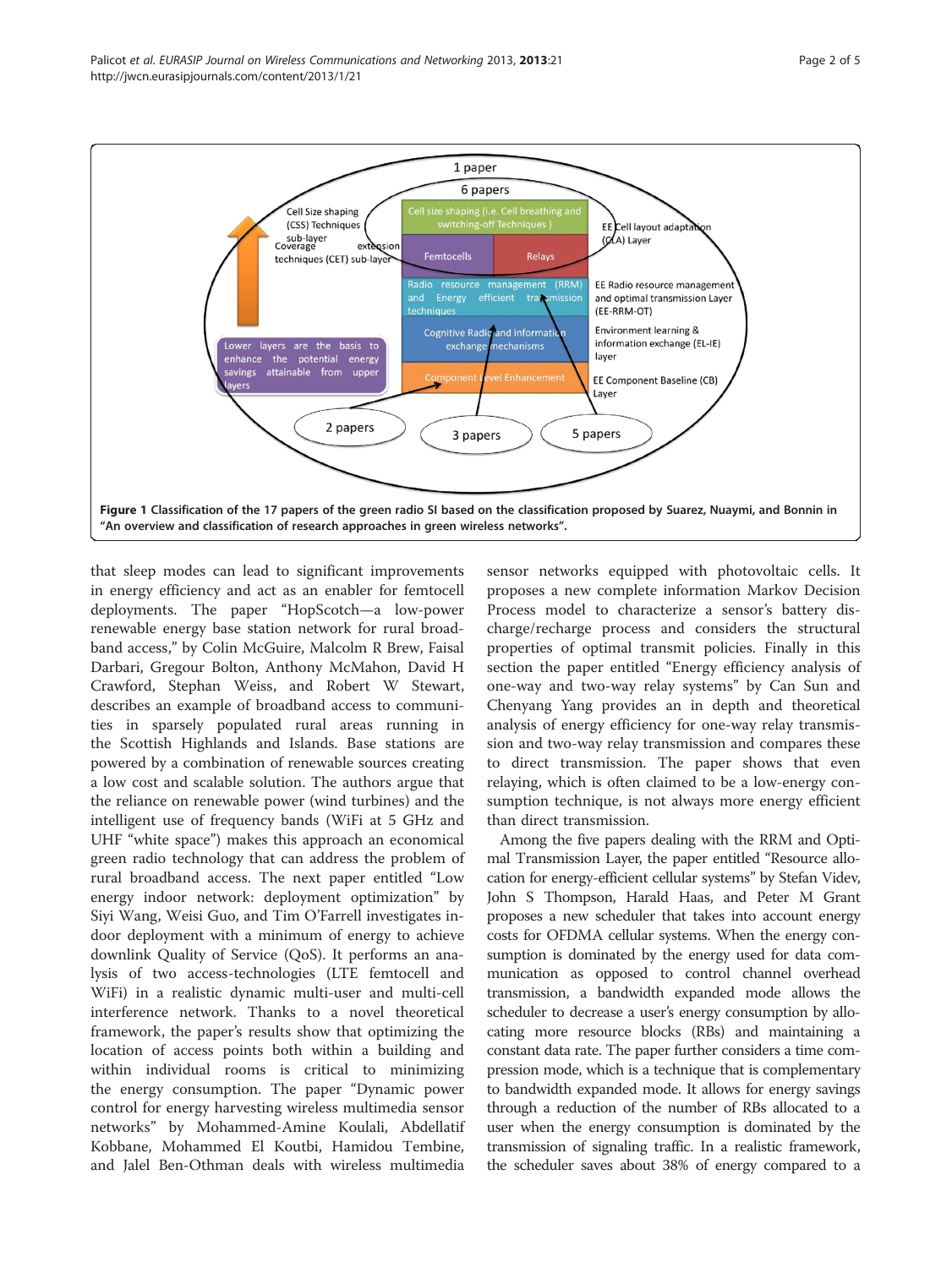Figure 1 Classification of the 17 papers of the green radio SI based on the classification proposed by Suarez, Nuaymi, and Bonnin in "An overview and classification of research approaches in green wireless networks".

that sleep modes can lead to significant improvements in energy efficiency and act as an enabler for femtocell deployments. The paper "HopScotch—a low-power renewable energy base station network for rural broadband access," by Colin McGuire, Malcolm R Brew, Faisal Darbari, Gregour Bolton, Anthony McMahon, David H Crawford, Stephan Weiss, and Robert W Stewart, describes an example of broadband access to communities in sparsely populated rural areas running in the Scottish Highlands and Islands. Base stations are powered by a combination of renewable sources creating a low cost and scalable solution. The authors argue that the reliance on renewable power (wind turbines) and the intelligent use of frequency bands (WiFi at 5 GHz and UHF "white space") makes this approach an economical green radio technology that can address the problem of rural broadband access. The next paper entitled "Low energy indoor network: deployment optimization" by Siyi Wang, Weisi Guo, and Tim O'Farrell investigates indoor deployment with a minimum of energy to achieve downlink Quality of Service (QoS). It performs an analysis of two access-technologies (LTE femtocell and WiFi) in a realistic dynamic multi-user and multi-cell interference network. Thanks to a novel theoretical framework, the paper's results show that optimizing the location of access points both within a building and within individual rooms is critical to minimizing the energy consumption. The paper "Dynamic power control for energy harvesting wireless multimedia sensor networks" by Mohammed-Amine Koulali, Abdellatif Kobbane, Mohammed El Koutbi, Hamidou Tembine, and Jalel Ben-Othman deals with wireless multimedia sensor networks equipped with photovoltaic cells. It proposes a new complete information Markov Decision Process model to characterize a sensor's battery discharge/recharge process and considers the structural properties of optimal transmit policies. Finally in this section the paper entitled "Energy efficiency analysis of one-way and two-way relay systems" by Can Sun and Chenyang Yang provides an in depth and theoretical analysis of energy efficiency for one-way relay transmission and two-way relay transmission and compares these to direct transmission. The paper shows that even relaying, which is often claimed to be a low-energy consumption technique, is not always more energy efficient than direct transmission.

Among the five papers dealing with the RRM and Optimal Transmission Layer, the paper entitled "Resource allocation for energy-efficient cellular systems" by Stefan Videv, John S Thompson, Harald Haas, and Peter M Grant proposes a new scheduler that takes into account energy costs for OFDMA cellular systems. When the energy consumption is dominated by the energy used for data communication as opposed to control channel overhead transmission, a bandwidth expanded mode allows the scheduler to decrease a user's energy consumption by allocating more resource blocks (RBs) and maintaining a constant data rate. The paper further considers a time compression mode, which is a technique that is complementary to bandwidth expanded mode. It allows for energy savings through a reduction of the number of RBs allocated to a user when the energy consumption is dominated by the transmission of signaling traffic. In a realistic framework, the scheduler saves about 38% of energy compared to a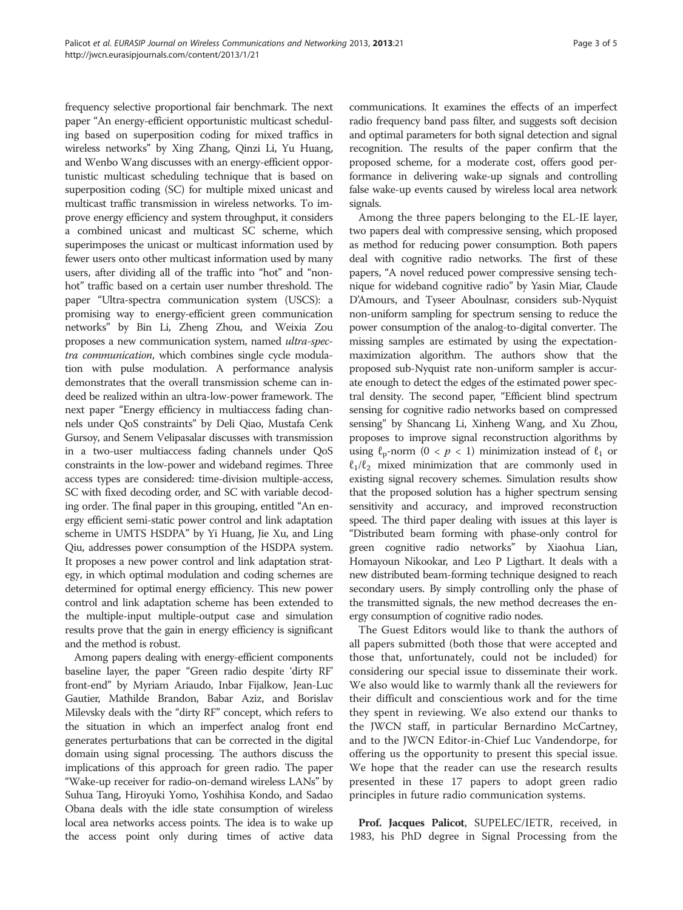frequency selective proportional fair benchmark. The next paper "An energy-efficient opportunistic multicast scheduling based on superposition coding for mixed traffics in wireless networks" by Xing Zhang, Qinzi Li, Yu Huang, and Wenbo Wang discusses with an energy-efficient opportunistic multicast scheduling technique that is based on superposition coding (SC) for multiple mixed unicast and multicast traffic transmission in wireless networks. To improve energy efficiency and system throughput, it considers a combined unicast and multicast SC scheme, which superimposes the unicast or multicast information used by fewer users onto other multicast information used by many users, after dividing all of the traffic into "hot" and "non-hot" traffic based on a certain user number threshold. The paper "Ultra-spectra communication system (USCS): a promising way to energy-efficient green communication networks" by Bin Li, Zheng Zhou, and Weixia Zou proposes a new communication system, named *ultra-spectra communication*, which combines single cycle modulation with pulse modulation. A performance analysis demonstrates that the overall transmission scheme can indeed be realized within an ultra-low-power framework. The next paper "Energy efficiency in multiaccess fading channels under QoS constraints" by Deli Qiao, Mustafa Cenk Gursoy, and Senem Velipasalar discusses with transmission in a two-user multiaccess fading channels under QoS constraints in the low-power and wideband regimes. Three access types are considered: time-division multiple-access, SC with fixed decoding order, and SC with variable decoding order. The final paper in this grouping, entitled "An energy efficient semi-static power control and link adaptation scheme in UMTS HSDPA" by Yi Huang, Jie Xu, and Ling Qiu, addresses power consumption of the HSDPA system. It proposes a new power control and link adaptation strategy, in which optimal modulation and coding schemes are determined for optimal energy efficiency. This new power control and link adaptation scheme has been extended to the multiple-input multiple-output case and simulation results prove that the gain in energy efficiency is significant and the method is robust.

Among papers dealing with energy-efficient components baseline layer, the paper "Green radio despite 'dirty RF' front-end" by Myriam Ariaudo, Inbar Fijalkow, Jean-Luc Gautier, Mathilde Brandon, Babar Aziz, and Borislav Milevsky deals with the "dirty RF" concept, which refers to the situation in which an imperfect analog front end generates perturbations that can be corrected in the digital domain using signal processing. The authors discuss the implications of this approach for green radio. The paper "Wake-up receiver for radio-on-demand wireless LANs" by Suhua Tang, Hiroyuki Yomo, Yoshihisa Kondo, and Sadao Obana deals with the idle state consumption of wireless local area networks access points. The idea is to wake up the access point only during times of active data communications. It examines the effects of an imperfect radio frequency band pass filter, and suggests soft decision and optimal parameters for both signal detection and signal recognition. The results of the paper confirm that the proposed scheme, for a moderate cost, offers good performance in delivering wake-up signals and controlling false wake-up events caused by wireless local area network signals.

Among the three papers belonging to the EL-IE layer, two papers deal with compressive sensing, which proposed as method for reducing power consumption. Both papers deal with cognitive radio networks. The first of these papers, "A novel reduced power compressive sensing technique for wideband cognitive radio" by Yasin Miar, Claude D'Amours, and Tyseer Aboulnasr, considers sub-Nyquist non-uniform sampling for spectrum sensing to reduce the power consumption of the analog-to-digital converter. The missing samples are estimated by using the expectation-maximization algorithm. The authors show that the proposed sub-Nyquist rate non-uniform sampler is accurate enough to detect the edges of the estimated power spectral density. The second paper, "Efficient blind spectrum sensing for cognitive radio networks based on compressed sensing" by Shancang Li, Xinheng Wang, and Xu Zhou, proposes to improve signal reconstruction algorithms by using $\ell_p$-norm ($0 < p < 1$) minimization instead of $\ell_1$ or $\ell_1/\ell_2$ mixed minimization that are commonly used in existing signal recovery schemes. Simulation results show that the proposed solution has a higher spectrum sensing sensitivity and accuracy, and improved reconstruction speed. The third paper dealing with issues at this layer is "Distributed beam forming with phase-only control for green cognitive radio networks" by Xiaohua Lian, Homayoun Nikookar, and Leo P Ligthart. It deals with a new distributed beam-forming technique designed to reach secondary users. By simply controlling only the phase of the transmitted signals, the new method decreases the energy consumption of cognitive radio nodes.

The Guest Editors would like to thank the authors of all papers submitted (both those that were accepted and those that, unfortunately, could not be included) for considering our special issue to disseminate their work. We also would like to warmly thank all the reviewers for their difficult and conscientious work and for the time they spent in reviewing. We also extend our thanks to the JWCN staff, in particular Bernardino McCartney, and to the JWCN Editor-in-Chief Luc Vandendorpe, for offering us the opportunity to present this special issue. We hope that the reader can use the research results presented in these 17 papers to adopt green radio principles in future radio communication systems.

**Prof. Jacques Palicot**, SUPELEC/IETR, received, in 1983, his PhD degree in Signal Processing from the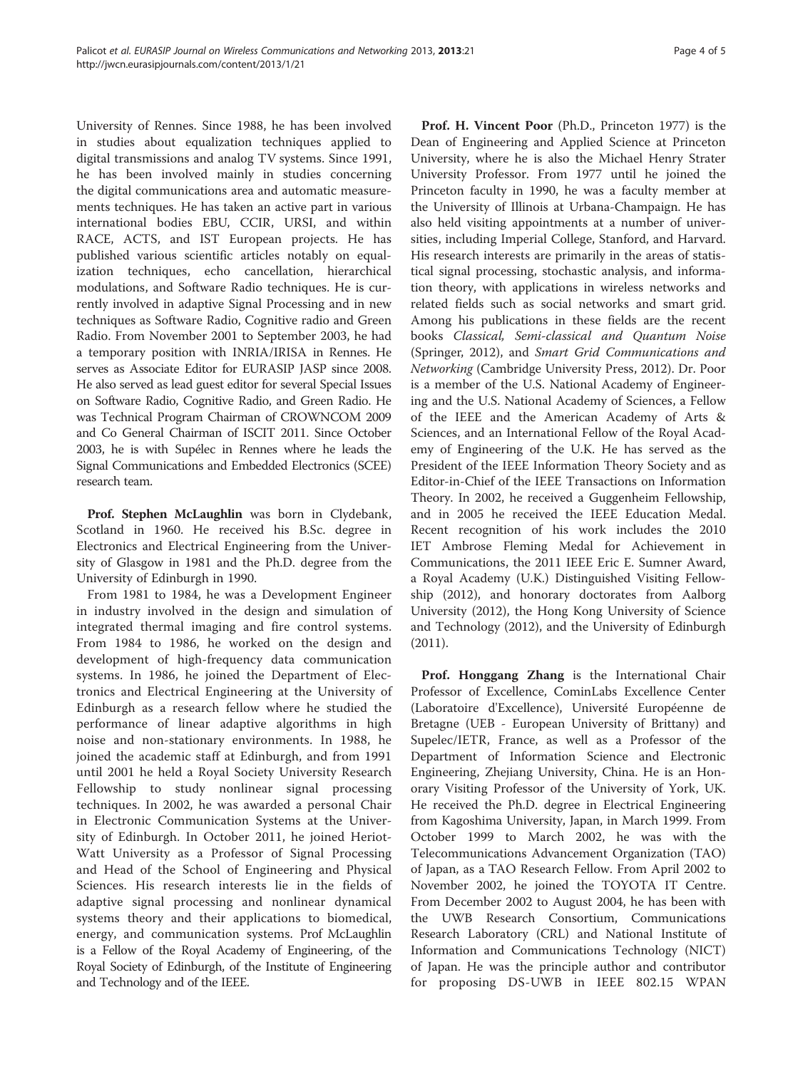University of Rennes. Since 1988, he has been involved in studies about equalization techniques applied to digital transmissions and analog TV systems. Since 1991, he has been involved mainly in studies concerning the digital communications area and automatic measurements techniques. He has taken an active part in various international bodies EBU, CCIR, URSI, and within RACE, ACTS, and IST European projects. He has published various scientific articles notably on equalization techniques, echo cancellation, hierarchical modulations, and Software Radio techniques. He is currently involved in adaptive Signal Processing and in new techniques as Software Radio, Cognitive radio and Green Radio. From November 2001 to September 2003, he had a temporary position with INRIA/IRISA in Rennes. He serves as Associate Editor for EURASIP JASP since 2008. He also served as lead guest editor for several Special Issues on Software Radio, Cognitive Radio, and Green Radio. He was Technical Program Chairman of CROWNCOM 2009 and Co General Chairman of ISCIT 2011. Since October 2003, he is with Supélec in Rennes where he leads the Signal Communications and Embedded Electronics (SCEE) research team.

**Prof. Stephen McLaughlin** was born in Clydebank, Scotland in 1960. He received his B.Sc. degree in Electronics and Electrical Engineering from the University of Glasgow in 1981 and the Ph.D. degree from the University of Edinburgh in 1990.

From 1981 to 1984, he was a Development Engineer in industry involved in the design and simulation of integrated thermal imaging and fire control systems. From 1984 to 1986, he worked on the design and development of high-frequency data communication systems. In 1986, he joined the Department of Electronics and Electrical Engineering at the University of Edinburgh as a research fellow where he studied the performance of linear adaptive algorithms in high noise and non-stationary environments. In 1988, he joined the academic staff at Edinburgh, and from 1991 until 2001 he held a Royal Society University Research Fellowship to study nonlinear signal processing techniques. In 2002, he was awarded a personal Chair in Electronic Communication Systems at the University of Edinburgh. In October 2011, he joined Heriot-Watt University as a Professor of Signal Processing and Head of the School of Engineering and Physical Sciences. His research interests lie in the fields of adaptive signal processing and nonlinear dynamical systems theory and their applications to biomedical, energy, and communication systems. Prof McLaughlin is a Fellow of the Royal Academy of Engineering, of the Royal Society of Edinburgh, of the Institute of Engineering and Technology and of the IEEE.

**Prof. H. Vincent Poor** (Ph.D., Princeton 1977) is the Dean of Engineering and Applied Science at Princeton University, where he is also the Michael Henry Strater University Professor. From 1977 until he joined the Princeton faculty in 1990, he was a faculty member at the University of Illinois at Urbana-Champaign. He has also held visiting appointments at a number of universities, including Imperial College, Stanford, and Harvard. His research interests are primarily in the areas of statistical signal processing, stochastic analysis, and information theory, with applications in wireless networks and related fields such as social networks and smart grid. Among his publications in these fields are the recent books *Classical, Semi-classical and Quantum Noise* (Springer, 2012), and *Smart Grid Communications and Networking* (Cambridge University Press, 2012). Dr. Poor is a member of the U.S. National Academy of Engineering and the U.S. National Academy of Sciences, a Fellow of the IEEE and the American Academy of Arts & Sciences, and an International Fellow of the Royal Academy of Engineering of the U.K. He has served as the President of the IEEE Information Theory Society and as Editor-in-Chief of the IEEE Transactions on Information Theory. In 2002, he received a Guggenheim Fellowship, and in 2005 he received the IEEE Education Medal. Recent recognition of his work includes the 2010 IET Ambrose Fleming Medal for Achievement in Communications, the 2011 IEEE Eric E. Sumner Award, a Royal Academy (U.K.) Distinguished Visiting Fellowship (2012), and honorary doctorates from Aalborg University (2012), the Hong Kong University of Science and Technology (2012), and the University of Edinburgh (2011).

**Prof. Honggang Zhang** is the International Chair Professor of Excellence, CominLabs Excellence Center (Laboratoire d'Excellence), Université Européenne de Bretagne (UEB - European University of Brittany) and Supelec/IETR, France, as well as a Professor of the Department of Information Science and Electronic Engineering, Zhejiang University, China. He is an Honorary Visiting Professor of the University of York, UK. He received the Ph.D. degree in Electrical Engineering from Kagoshima University, Japan, in March 1999. From October 1999 to March 2002, he was with the Telecommunications Advancement Organization (TAO) of Japan, as a TAO Research Fellow. From April 2002 to November 2002, he joined the TOYOTA IT Centre. From December 2002 to August 2004, he has been with the UWB Research Consortium, Communications Research Laboratory (CRL) and National Institute of Information and Communications Technology (NICT) of Japan. He was the principle author and contributor for proposing DS-UWB in IEEE 802.15 WPAN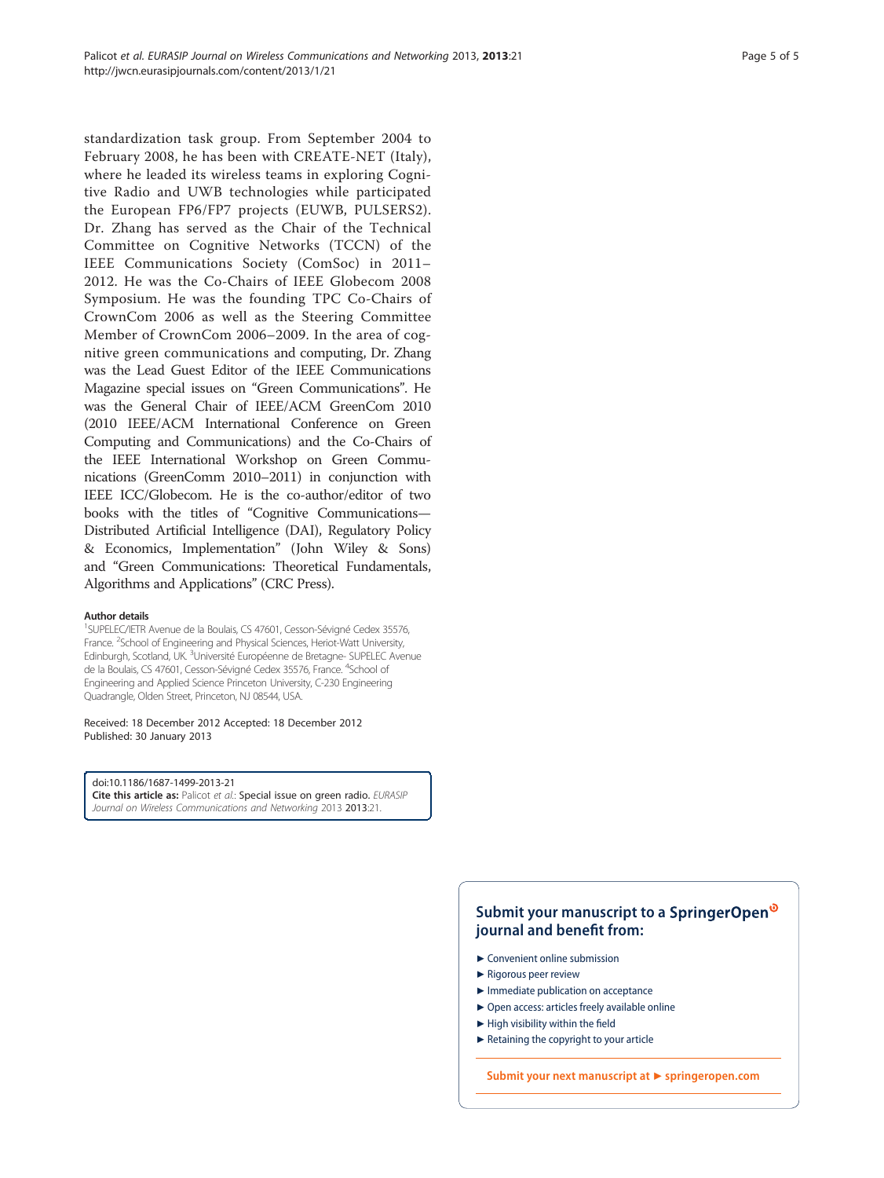standardization task group. From September 2004 to February 2008, he has been with CREATE-NET (Italy), where he leaded its wireless teams in exploring Cognitive Radio and UWB technologies while participated the European FP6/FP7 projects (EUWB, PULSERS2). Dr. Zhang has served as the Chair of the Technical Committee on Cognitive Networks (TCCN) of the IEEE Communications Society (ComSoc) in 2011–2012. He was the Co-Chairs of IEEE Globecom 2008 Symposium. He was the founding TPC Co-Chairs of CrownCom 2006 as well as the Steering Committee Member of CrownCom 2006–2009. In the area of cognitive green communications and computing, Dr. Zhang was the Lead Guest Editor of the IEEE Communications Magazine special issues on "Green Communications". He was the General Chair of IEEE/ACM GreenCom 2010 (2010 IEEE/ACM International Conference on Green Computing and Communications) and the Co-Chairs of the IEEE International Workshop on Green Communications (GreenComm 2010–2011) in conjunction with IEEE ICC/Globecom. He is the co-author/editor of two books with the titles of "Cognitive Communications—Distributed Artificial Intelligence (DAI), Regulatory Policy & Economics, Implementation" (John Wiley & Sons) and "Green Communications: Theoretical Fundamentals, Algorithms and Applications" (CRC Press).

**Author details**

[1]SUPELEC/IETR Avenue de la Boulais, CS 47601, Cesson-Sévigné Cedex 35576, France. [2]School of Engineering and Physical Sciences, Heriot-Watt University, Edinburgh, Scotland, UK. [3]Université Européenne de Bretagne- SUPELEC Avenue de la Boulais, CS 47601, Cesson-Sévigné Cedex 35576, France. [4]School of Engineering and Applied Science Princeton University, C-230 Engineering Quadrangle, Olden Street, Princeton, NJ 08544, USA.

Received: 18 December 2012 Accepted: 18 December 2012
Published: 30 January 2013

doi:10.1186/1687-1499-2013-21
**Cite this article as:** Palicot *et al.*: Special issue on green radio. *EURASIP Journal on Wireless Communications and Networking* 2013 **2013**:21.

**Submit your manuscript to a SpringerOpen journal and benefit from:**

- ► Convenient online submission
- ► Rigorous peer review
- ► Immediate publication on acceptance
- ► Open access: articles freely available online
- ► High visibility within the field
- ► Retaining the copyright to your article

**Submit your next manuscript at ► springeropen.com**